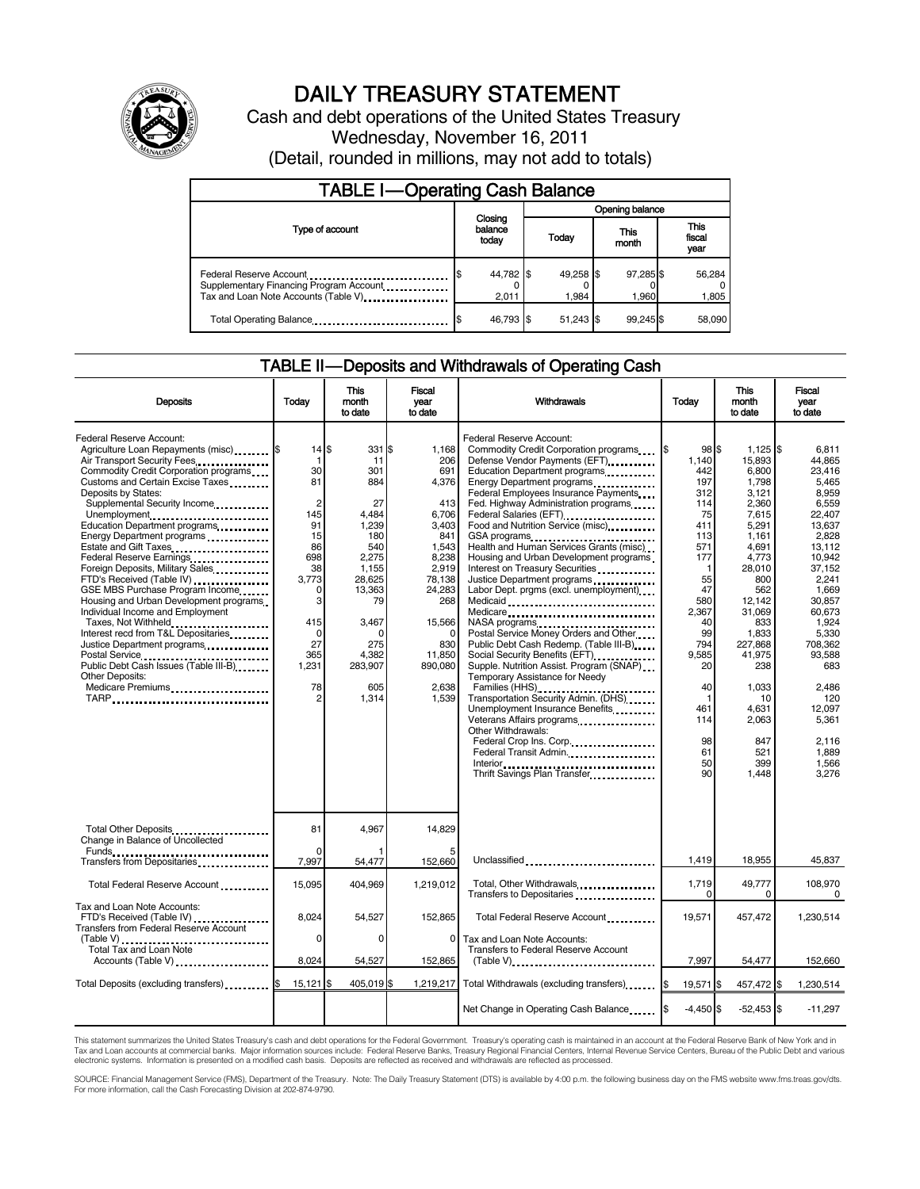# DAILY TREASURY STATEMENT

Cash and debt operations of the United States Treasury

Wednesday, November 16, 2011

(Detail, rounded in millions, may not add to totals)

## TABLE I—Operating Cash Balance

| Type of account | Closing balance today | Opening balance Today | Opening balance This month | Opening balance This fiscal year |
|---|---|---|---|---|
| Federal Reserve Account | $ 44,782 | $ 49,258 | $ 97,285 | $ 56,284 |
| Supplementary Financing Program Account | 0 | 0 | 0 | 0 |
| Tax and Loan Note Accounts (Table V) | 2,011 | 1,984 | 1,960 | 1,805 |
| Total Operating Balance | $ 46,793 | $ 51,243 | $ 99,245 | $ 58,090 |

## TABLE II—Deposits and Withdrawals of Operating Cash

| Deposits | Today | This month to date | Fiscal year to date |
|---|---|---|---|
| Federal Reserve Account: | | | |
| Agriculture Loan Repayments (misc) | $ 14 | $ 331 | $ 1,168 |
| Air Transport Security Fees | 1 | 11 | 206 |
| Commodity Credit Corporation programs | 30 | 301 | 691 |
| Customs and Certain Excise Taxes | 81 | 884 | 4,376 |
| Deposits by States: | | | |
| Supplemental Security Income | 2 | 27 | 413 |
| Unemployment | 145 | 4,484 | 6,706 |
| Education Department programs | 91 | 1,239 | 3,403 |
| Energy Department programs | 15 | 180 | 841 |
| Estate and Gift Taxes | 86 | 540 | 1,543 |
| Federal Reserve Earnings | 698 | 2,275 | 8,238 |
| Foreign Deposits, Military Sales | 38 | 1,155 | 2,919 |
| FTD's Received (Table IV) | 3,773 | 28,625 | 78,138 |
| GSE MBS Purchase Program Income | 0 | 13,363 | 24,283 |
| Housing and Urban Development programs | 3 | 79 | 268 |
| Individual Income and Employment Taxes, Not Withheld | 415 | 3,467 | 15,566 |
| Interest recd from T&L Depositaries | 0 | 0 | 0 |
| Justice Department programs | 27 | 275 | 830 |
| Postal Service | 365 | 4,382 | 11,850 |
| Public Debt Cash Issues (Table III-B) | 1,231 | 283,907 | 890,080 |
| Other Deposits: | | | |
| Medicare Premiums | 78 | 605 | 2,638 |
| TARP | 2 | 1,314 | 1,539 |
| Total Other Deposits | 81 | 4,967 | 14,829 |
| Change in Balance of Uncollected Funds | 0 | 1 | 5 |
| Transfers from Depositaries | 7,997 | 54,477 | 152,660 |
| Total Federal Reserve Account | 15,095 | 404,969 | 1,219,012 |
| Tax and Loan Note Accounts: | | | |
| FTD's Received (Table IV) | 8,024 | 54,527 | 152,865 |
| Transfers from Federal Reserve Account (Table V) | 0 | 0 | 0 |
| Total Tax and Loan Note Accounts (Table V) | 8,024 | 54,527 | 152,865 |
| Total Deposits (excluding transfers) | $ 15,121 | $ 405,019 | $ 1,219,217 |

| Withdrawals | Today | This month to date | Fiscal year to date |
|---|---|---|---|
| Federal Reserve Account: | | | |
| Commodity Credit Corporation programs | $ 98 | $ 1,125 | $ 6,811 |
| Defense Vendor Payments (EFT) | 1,140 | 15,893 | 44,865 |
| Education Department programs | 442 | 6,800 | 23,416 |
| Energy Department programs | 197 | 1,798 | 5,465 |
| Federal Employees Insurance Payments | 312 | 3,121 | 8,959 |
| Fed. Highway Administration programs | 114 | 2,360 | 6,559 |
| Federal Salaries (EFT) | 75 | 7,615 | 22,407 |
| Food and Nutrition Service (misc) | 411 | 5,291 | 13,637 |
| GSA programs | 113 | 1,161 | 2,828 |
| Health and Human Services Grants (misc) | 571 | 4,691 | 13,112 |
| Housing and Urban Development programs | 177 | 4,773 | 10,942 |
| Interest on Treasury Securities | 1 | 28,010 | 37,152 |
| Justice Department programs | 55 | 800 | 2,241 |
| Labor Dept. prgms (excl. unemployment) | 47 | 562 | 1,669 |
| Medicaid | 580 | 12,142 | 30,857 |
| Medicare | 2,367 | 31,069 | 60,673 |
| NASA programs | 40 | 833 | 1,924 |
| Postal Service Money Orders and Other | 99 | 1,833 | 5,330 |
| Public Debt Cash Redemp. (Table III-B) | 794 | 227,868 | 708,362 |
| Social Security Benefits (EFT) | 9,585 | 41,975 | 93,588 |
| Supple. Nutrition Assist. Program (SNAP) | 20 | 238 | 683 |
| Temporary Assistance for Needy Families (HHS) | 40 | 1,033 | 2,486 |
| Transportation Security Admin. (DHS) | 1 | 10 | 120 |
| Unemployment Insurance Benefits | 461 | 4,631 | 12,097 |
| Veterans Affairs programs | 114 | 2,063 | 5,361 |
| Other Withdrawals: | | | |
| Federal Crop Ins. Corp. | 98 | 847 | 2,116 |
| Federal Transit Admin. | 61 | 521 | 1,889 |
| Interior | 50 | 399 | 1,566 |
| Thrift Savings Plan Transfer | 90 | 1,448 | 3,276 |
| Unclassified | 1,419 | 18,955 | 45,837 |
| Total, Other Withdrawals | 1,719 | 49,777 | 108,970 |
| Transfers to Depositaries | 0 | 0 | 0 |
| Total Federal Reserve Account | 19,571 | 457,472 | 1,230,514 |
| Tax and Loan Note Accounts: | | | |
| Transfers to Federal Reserve Account (Table V) | 7,997 | 54,477 | 152,660 |
| Total Withdrawals (excluding transfers) | $ 19,571 | $ 457,472 | $ 1,230,514 |
| Net Change in Operating Cash Balance | $ -4,450 | $ -52,453 | $ -11,297 |

This statement summarizes the United States Treasury's cash and debt operations for the Federal Government. Treasury's operating cash is maintained in an account at the Federal Reserve Bank of New York and in Tax and Loan accounts at commercial banks. Major information sources include: Federal Reserve Banks, Treasury Regional Financial Centers, Internal Revenue Service Centers, Bureau of the Public Debt and various electronic systems. Information is presented on a modified cash basis. Deposits are reflected as received and withdrawals are reflected as processed.

SOURCE: Financial Management Service (FMS), Department of the Treasury. Note: The Daily Treasury Statement (DTS) is available by 4:00 p.m. the following business day on the FMS website www.fms.treas.gov/dts. For more information, call the Cash Forecasting Division at 202-874-9790.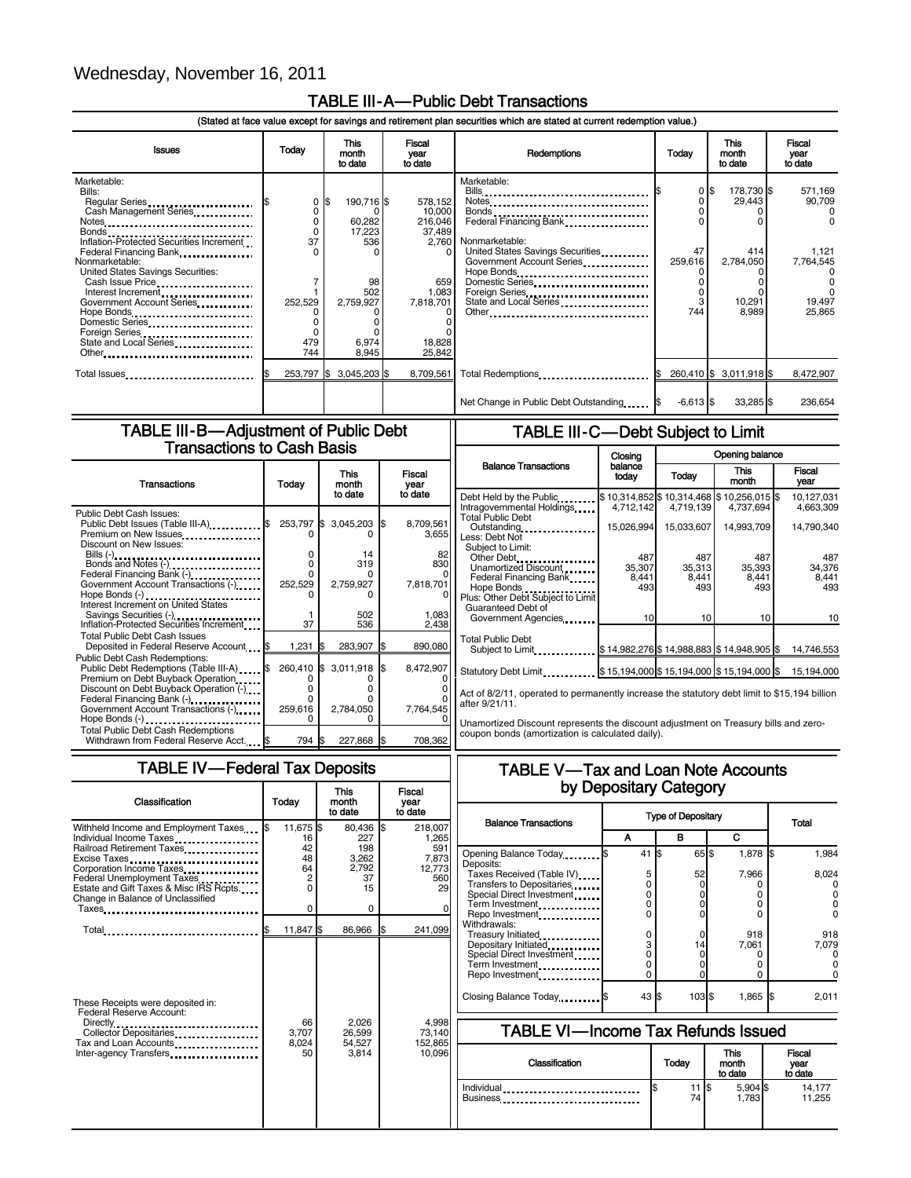Wednesday, November 16, 2011

## TABLE III-A—Public Debt Transactions

(Stated at face value except for savings and retirement plan securities which are stated at current redemption value.)

| Issues | Today | This month to date | Fiscal year to date |
|---|---|---|---|
| Marketable: | | | |
| Bills: | | | |
| Regular Series | $ 0 | $ 190,716 | $ 578,152 |
| Cash Management Series | 0 | 0 | 10,000 |
| Notes | 0 | 60,282 | 216,046 |
| Bonds | 0 | 17,223 | 37,489 |
| Inflation-Protected Securities Increment | 37 | 536 | 2,760 |
| Federal Financing Bank | 0 | 0 | 0 |
| Nonmarketable: | | | |
| United States Savings Securities: | | | |
| Cash Issue Price | 7 | 98 | 659 |
| Interest Increment | 1 | 502 | 1,083 |
| Government Account Series | 252,529 | 2,759,927 | 7,818,701 |
| Hope Bonds | 0 | 0 | 0 |
| Domestic Series | 0 | 0 | 0 |
| Foreign Series | 0 | 0 | 0 |
| State and Local Series | 479 | 6,974 | 18,828 |
| Other | 744 | 8,945 | 25,842 |
| Total Issues | $ 253,797 | $ 3,045,203 | $ 8,709,561 |

| Redemptions | Today | This month to date | Fiscal year to date |
|---|---|---|---|
| Marketable: | | | |
| Bills | $ 0 | $ 178,730 | $ 571,169 |
| Notes | 0 | 29,443 | 90,709 |
| Bonds | 0 | 0 | 0 |
| Federal Financing Bank | 0 | 0 | 0 |
| Nonmarketable: | | | |
| United States Savings Securities | 47 | 414 | 1,121 |
| Government Account Series | 259,616 | 2,784,050 | 7,764,545 |
| Hope Bonds | 0 | 0 | 0 |
| Domestic Series | 0 | 0 | 0 |
| Foreign Series | 0 | 0 | 0 |
| State and Local Series | 3 | 10,291 | 19,497 |
| Other | 744 | 8,989 | 25,865 |
| Total Redemptions | $ 260,410 | $ 3,011,918 | $ 8,472,907 |
| Net Change in Public Debt Outstanding | $ -6,613 | $ 33,285 | $ 236,654 |

## TABLE III-B—Adjustment of Public Debt Transactions to Cash Basis

| Transactions | Today | This month to date | Fiscal year to date |
|---|---|---|---|
| Public Debt Cash Issues: | | | |
| Public Debt Issues (Table III-A) | $ 253,797 | $ 3,045,203 | $ 8,709,561 |
| Premium on New Issues | 0 | 0 | 3,655 |
| Discount on New Issues: | | | |
| Bills (-) | 0 | 14 | 82 |
| Bonds and Notes (-) | 0 | 319 | 830 |
| Federal Financing Bank (-) | 0 | 0 | 0 |
| Government Account Transactions (-) | 252,529 | 2,759,927 | 7,818,701 |
| Hope Bonds (-) | 0 | 0 | 0 |
| Interest Increment on United States Savings Securities (-) | 1 | 502 | 1,083 |
| Inflation-Protected Securities Increment | 37 | 536 | 2,438 |
| Total Public Debt Cash Issues Deposited in Federal Reserve Account | $ 1,231 | $ 283,907 | $ 890,080 |
| Public Debt Cash Redemptions: | | | |
| Public Debt Redemptions (Table III-A) | $ 260,410 | $ 3,011,918 | $ 8,472,907 |
| Premium on Debt Buyback Operation | 0 | 0 | 0 |
| Discount on Debt Buyback Operation (-) | 0 | 0 | 0 |
| Federal Financing Bank (-) | 0 | 0 | 0 |
| Government Account Transactions (-) | 259,616 | 2,784,050 | 7,764,545 |
| Hope Bonds (-) | 0 | 0 | 0 |
| Total Public Debt Cash Redemptions Withdrawn from Federal Reserve Acct. | $ 794 | $ 227,868 | $ 708,362 |

## TABLE III-C—Debt Subject to Limit

| Balance Transactions | Closing balance today | Opening balance Today | Opening balance This month | Opening balance Fiscal year |
|---|---|---|---|---|
| Debt Held by the Public | $ 10,314,852 | $ 10,314,468 | $ 10,256,015 | $ 10,127,031 |
| Intragovernmental Holdings | 4,712,142 | 4,719,139 | 4,737,694 | 4,663,309 |
| Total Public Debt Outstanding | 15,026,994 | 15,033,607 | 14,993,709 | 14,790,340 |
| Less: Debt Not Subject to Limit: | | | | |
| Other Debt | 487 | 487 | 487 | 487 |
| Unamortized Discount | 35,307 | 35,313 | 35,393 | 34,376 |
| Federal Financing Bank | 8,441 | 8,441 | 8,441 | 8,441 |
| Hope Bonds | 493 | 493 | 493 | 493 |
| Plus: Other Debt Subject to Limit Guaranteed Debt of Government Agencies | 10 | 10 | 10 | 10 |
| Total Public Debt Subject to Limit | $ 14,982,276 | $ 14,988,883 | $ 14,948,905 | $ 14,746,553 |
| Statutory Debt Limit | $ 15,194,000 | $ 15,194,000 | $ 15,194,000 | $ 15,194,000 |

Act of 8/2/11, operated to permanently increase the statutory debt limit to $15,194 billion after 9/21/11.

Unamortized Discount represents the discount adjustment on Treasury bills and zero-coupon bonds (amortization is calculated daily).

## TABLE IV—Federal Tax Deposits

| Classification | Today | This month to date | Fiscal year to date |
|---|---|---|---|
| Withheld Income and Employment Taxes | $ 11,675 | $ 80,436 | $ 218,007 |
| Individual Income Taxes | 16 | 227 | 1,265 |
| Railroad Retirement Taxes | 42 | 198 | 591 |
| Excise Taxes | 48 | 3,262 | 7,873 |
| Corporation Income Taxes | 64 | 2,792 | 12,773 |
| Federal Unemployment Taxes | 2 | 37 | 560 |
| Estate and Gift Taxes & Misc IRS Rcpts. | 0 | 15 | 29 |
| Change in Balance of Unclassified Taxes | 0 | 0 | 0 |
| Total | $ 11,847 | $ 86,966 | $ 241,099 |
| These Receipts were deposited in: | | | |
| Federal Reserve Account: | | | |
| Directly | 66 | 2,026 | 4,998 |
| Collector Depositaries | 3,707 | 26,599 | 73,140 |
| Tax and Loan Accounts | 8,024 | 54,527 | 152,865 |
| Inter-agency Transfers | 50 | 3,814 | 10,096 |

## TABLE V—Tax and Loan Note Accounts by Depositary Category

| Balance Transactions | Type of Depositary A | B | C | Total |
|---|---|---|---|---|
| Opening Balance Today | $ 41 | $ 65 | $ 1,878 | $ 1,984 |
| Deposits: | | | | |
| Taxes Received (Table IV) | 5 | 52 | 7,966 | 8,024 |
| Transfers to Depositaries | 0 | 0 | 0 | 0 |
| Special Direct Investment | 0 | 0 | 0 | 0 |
| Term Investment | 0 | 0 | 0 | 0 |
| Repo Investment | 0 | 0 | 0 | 0 |
| Withdrawals: | | | | |
| Treasury Initiated | 0 | 0 | 918 | 918 |
| Depositary Initiated | 3 | 14 | 7,061 | 7,079 |
| Special Direct Investment | 0 | 0 | 0 | 0 |
| Term Investment | 0 | 0 | 0 | 0 |
| Repo Investment | 0 | 0 | 0 | 0 |
| Closing Balance Today | $ 43 | $ 103 | $ 1,865 | $ 2,011 |

## TABLE VI—Income Tax Refunds Issued

| Classification | Today | This month to date | Fiscal year to date |
|---|---|---|---|
| Individual | $ 11 | $ 5,904 | $ 14,177 |
| Business | 74 | 1,783 | 11,255 |